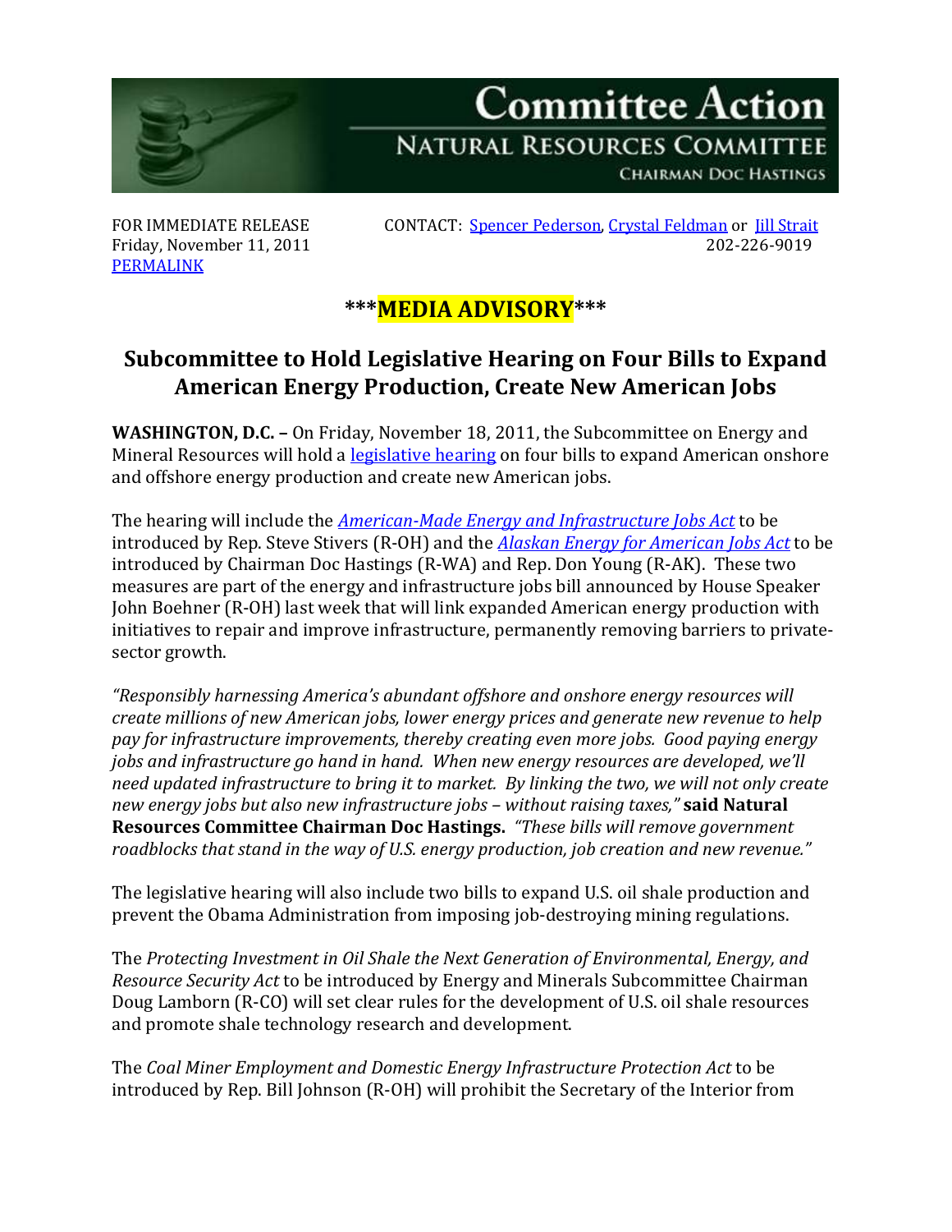# Committee Action

## NATURAL RESOURCES COMMITTEE

CHAIRMAN DOC HASTINGS

FOR IMMEDIATE RELEASE
Friday, November 11, 2011
PERMALINK

CONTACT: Spencer Pederson, Crystal Feldman or Jill Strait
202-226-9019

## ***MEDIA ADVISORY***

## Subcommittee to Hold Legislative Hearing on Four Bills to Expand American Energy Production, Create New American Jobs

**WASHINGTON, D.C. –** On Friday, November 18, 2011, the Subcommittee on Energy and Mineral Resources will hold a legislative hearing on four bills to expand American onshore and offshore energy production and create new American jobs.

The hearing will include the *American-Made Energy and Infrastructure Jobs Act* to be introduced by Rep. Steve Stivers (R-OH) and the *Alaskan Energy for American Jobs Act* to be introduced by Chairman Doc Hastings (R-WA) and Rep. Don Young (R-AK). These two measures are part of the energy and infrastructure jobs bill announced by House Speaker John Boehner (R-OH) last week that will link expanded American energy production with initiatives to repair and improve infrastructure, permanently removing barriers to private-sector growth.

*"Responsibly harnessing America's abundant offshore and onshore energy resources will create millions of new American jobs, lower energy prices and generate new revenue to help pay for infrastructure improvements, thereby creating even more jobs. Good paying energy jobs and infrastructure go hand in hand. When new energy resources are developed, we'll need updated infrastructure to bring it to market. By linking the two, we will not only create new energy jobs but also new infrastructure jobs – without raising taxes,"* **said Natural Resources Committee Chairman Doc Hastings.** *"These bills will remove government roadblocks that stand in the way of U.S. energy production, job creation and new revenue."*

The legislative hearing will also include two bills to expand U.S. oil shale production and prevent the Obama Administration from imposing job-destroying mining regulations.

The *Protecting Investment in Oil Shale the Next Generation of Environmental, Energy, and Resource Security Act* to be introduced by Energy and Minerals Subcommittee Chairman Doug Lamborn (R-CO) will set clear rules for the development of U.S. oil shale resources and promote shale technology research and development.

The *Coal Miner Employment and Domestic Energy Infrastructure Protection Act* to be introduced by Rep. Bill Johnson (R-OH) will prohibit the Secretary of the Interior from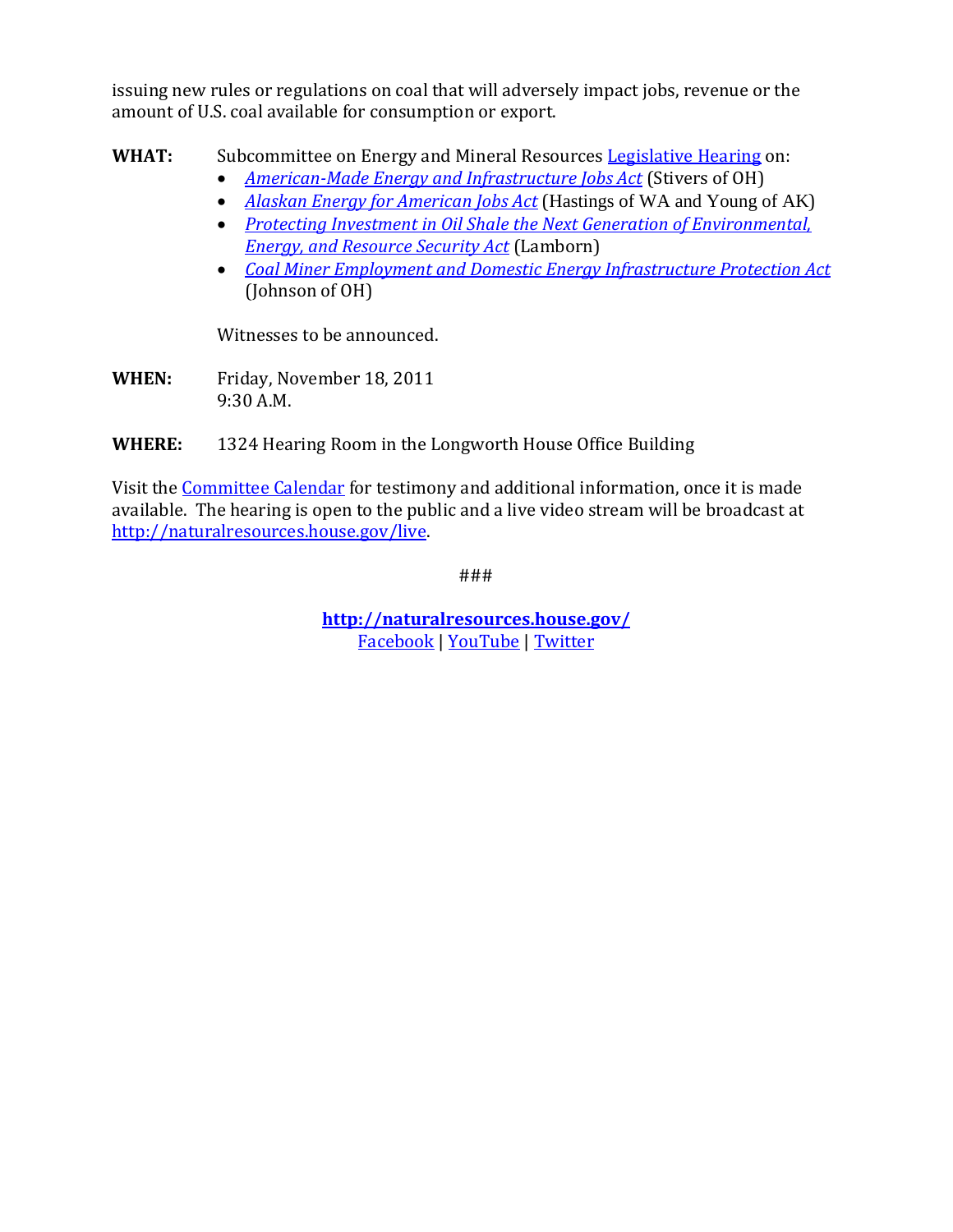issuing new rules or regulations on coal that will adversely impact jobs, revenue or the amount of U.S. coal available for consumption or export.

**WHAT:** Subcommittee on Energy and Mineral Resources Legislative Hearing on:

- *American-Made Energy and Infrastructure Jobs Act* (Stivers of OH)
- *Alaskan Energy for American Jobs Act* (Hastings of WA and Young of AK)
- *Protecting Investment in Oil Shale the Next Generation of Environmental, Energy, and Resource Security Act* (Lamborn)
- *Coal Miner Employment and Domestic Energy Infrastructure Protection Act* (Johnson of OH)

Witnesses to be announced.

**WHEN:** Friday, November 18, 2011
9:30 A.M.

**WHERE:** 1324 Hearing Room in the Longworth House Office Building

Visit the Committee Calendar for testimony and additional information, once it is made available. The hearing is open to the public and a live video stream will be broadcast at http://naturalresources.house.gov/live.

###

**http://naturalresources.house.gov/**
Facebook | YouTube | Twitter